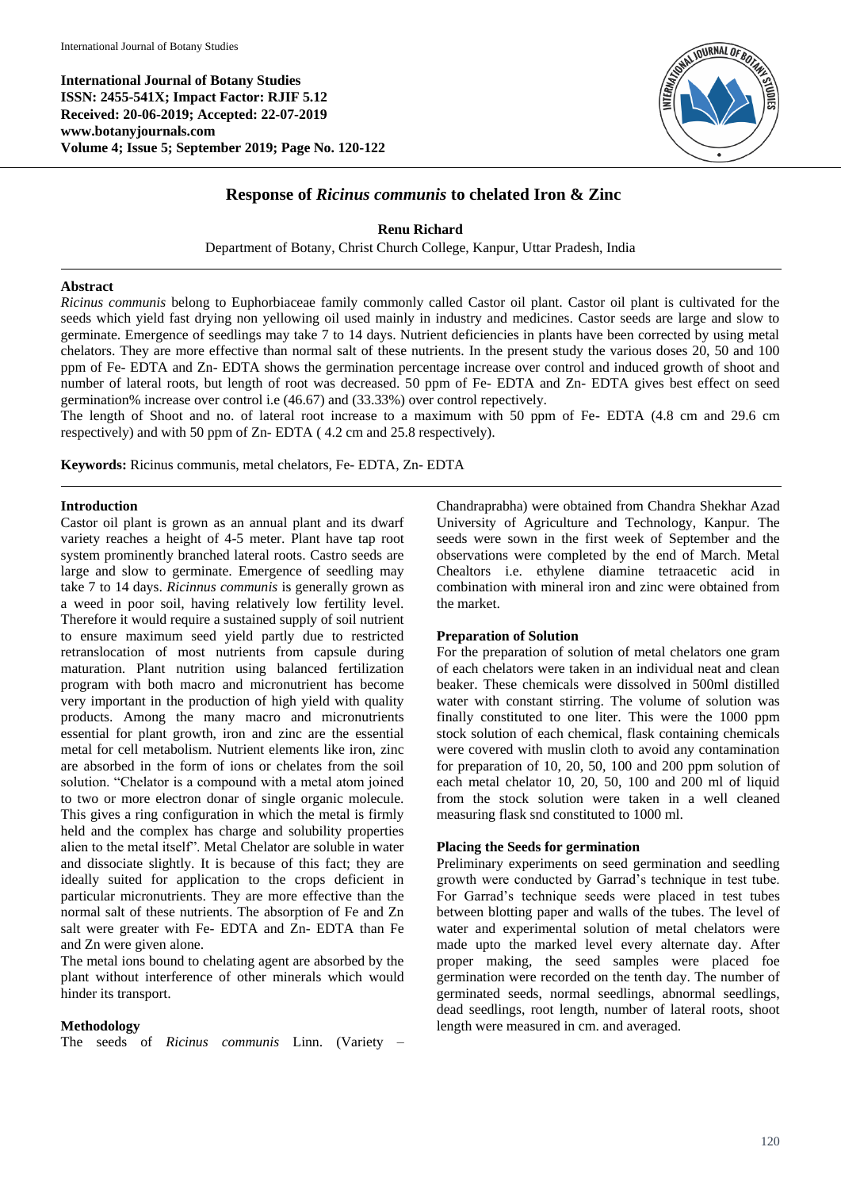**International Journal of Botany Studies**
**ISSN: 2455-541X; Impact Factor: RJIF 5.12**
**Received: 20-06-2019; Accepted: 22-07-2019**
**www.botanyjournals.com**
**Volume 4; Issue 5; September 2019; Page No. 120-122**

# Response of *Ricinus communis* to chelated Iron & Zinc

**Renu Richard**

Department of Botany, Christ Church College, Kanpur, Uttar Pradesh, India

## Abstract

*Ricinus communis* belong to Euphorbiaceae family commonly called Castor oil plant. Castor oil plant is cultivated for the seeds which yield fast drying non yellowing oil used mainly in industry and medicines. Castor seeds are large and slow to germinate. Emergence of seedlings may take 7 to 14 days. Nutrient deficiencies in plants have been corrected by using metal chelators. They are more effective than normal salt of these nutrients. In the present study the various doses 20, 50 and 100 ppm of Fe- EDTA and Zn- EDTA shows the germination percentage increase over control and induced growth of shoot and number of lateral roots, but length of root was decreased. 50 ppm of Fe- EDTA and Zn- EDTA gives best effect on seed germination% increase over control i.e (46.67) and (33.33%) over control repectively.

The length of Shoot and no. of lateral root increase to a maximum with 50 ppm of Fe- EDTA (4.8 cm and 29.6 cm respectively) and with 50 ppm of Zn- EDTA ( 4.2 cm and 25.8 respectively).

**Keywords:** Ricinus communis, metal chelators, Fe- EDTA, Zn- EDTA

## Introduction

Castor oil plant is grown as an annual plant and its dwarf variety reaches a height of 4-5 meter. Plant have tap root system prominently branched lateral roots. Castro seeds are large and slow to germinate. Emergence of seedling may take 7 to 14 days. *Ricinnus communis* is generally grown as a weed in poor soil, having relatively low fertility level. Therefore it would require a sustained supply of soil nutrient to ensure maximum seed yield partly due to restricted retranslocation of most nutrients from capsule during maturation. Plant nutrition using balanced fertilization program with both macro and micronutrient has become very important in the production of high yield with quality products. Among the many macro and micronutrients essential for plant growth, iron and zinc are the essential metal for cell metabolism. Nutrient elements like iron, zinc are absorbed in the form of ions or chelates from the soil solution. "Chelator is a compound with a metal atom joined to two or more electron donar of single organic molecule. This gives a ring configuration in which the metal is firmly held and the complex has charge and solubility properties alien to the metal itself". Metal Chelator are soluble in water and dissociate slightly. It is because of this fact; they are ideally suited for application to the crops deficient in particular micronutrients. They are more effective than the normal salt of these nutrients. The absorption of Fe and Zn salt were greater with Fe- EDTA and Zn- EDTA than Fe and Zn were given alone.

The metal ions bound to chelating agent are absorbed by the plant without interference of other minerals which would hinder its transport.

## Methodology

The seeds of *Ricinus communis* Linn. (Variety – Chandraprabha) were obtained from Chandra Shekhar Azad University of Agriculture and Technology, Kanpur. The seeds were sown in the first week of September and the observations were completed by the end of March. Metal Chealtors i.e. ethylene diamine tetraacetic acid in combination with mineral iron and zinc were obtained from the market.

### Preparation of Solution

For the preparation of solution of metal chelators one gram of each chelators were taken in an individual neat and clean beaker. These chemicals were dissolved in 500ml distilled water with constant stirring. The volume of solution was finally constituted to one liter. This were the 1000 ppm stock solution of each chemical, flask containing chemicals were covered with muslin cloth to avoid any contamination for preparation of 10, 20, 50, 100 and 200 ppm solution of each metal chelator 10, 20, 50, 100 and 200 ml of liquid from the stock solution were taken in a well cleaned measuring flask snd constituted to 1000 ml.

### Placing the Seeds for germination

Preliminary experiments on seed germination and seedling growth were conducted by Garrad's technique in test tube. For Garrad's technique seeds were placed in test tubes between blotting paper and walls of the tubes. The level of water and experimental solution of metal chelators were made upto the marked level every alternate day. After proper making, the seed samples were placed foe germination were recorded on the tenth day. The number of germinated seeds, normal seedlings, abnormal seedlings, dead seedlings, root length, number of lateral roots, shoot length were measured in cm. and averaged.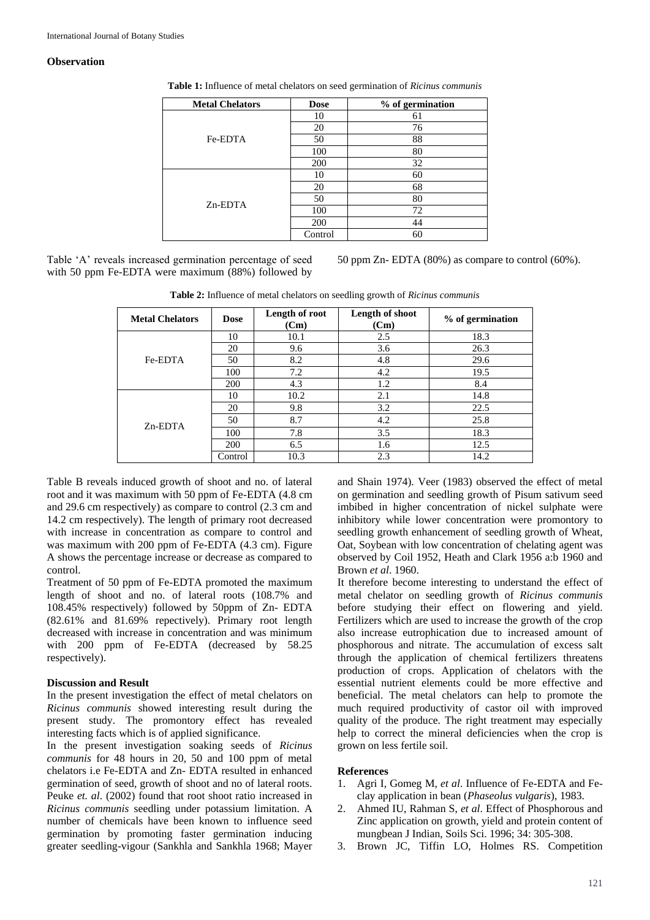### Observation

**Table 1:** Influence of metal chelators on seed germination of *Ricinus communis*

| Metal Chelators | Dose | % of germination |
|---|---|---|
| Fe-EDTA | 10 | 61 |
| | 20 | 76 |
| | 50 | 88 |
| | 100 | 80 |
| | 200 | 32 |
| Zn-EDTA | 10 | 60 |
| | 20 | 68 |
| | 50 | 80 |
| | 100 | 72 |
| | 200 | 44 |
| | Control | 60 |

Table 'A' reveals increased germination percentage of seed with 50 ppm Fe-EDTA were maximum (88%) followed by 50 ppm Zn- EDTA (80%) as compare to control (60%).

**Table 2:** Influence of metal chelators on seedling growth of *Ricinus communis*

| Metal Chelators | Dose | Length of root (Cm) | Length of shoot (Cm) | % of germination |
|---|---|---|---|---|
| Fe-EDTA | 10 | 10.1 | 2.5 | 18.3 |
| | 20 | 9.6 | 3.6 | 26.3 |
| | 50 | 8.2 | 4.8 | 29.6 |
| | 100 | 7.2 | 4.2 | 19.5 |
| | 200 | 4.3 | 1.2 | 8.4 |
| Zn-EDTA | 10 | 10.2 | 2.1 | 14.8 |
| | 20 | 9.8 | 3.2 | 22.5 |
| | 50 | 8.7 | 4.2 | 25.8 |
| | 100 | 7.8 | 3.5 | 18.3 |
| | 200 | 6.5 | 1.6 | 12.5 |
| | Control | 10.3 | 2.3 | 14.2 |

Table B reveals induced growth of shoot and no. of lateral root and it was maximum with 50 ppm of Fe-EDTA (4.8 cm and 29.6 cm respectively) as compare to control (2.3 cm and 14.2 cm respectively). The length of primary root decreased with increase in concentration as compare to control and was maximum with 200 ppm of Fe-EDTA (4.3 cm). Figure A shows the percentage increase or decrease as compared to control.

Treatment of 50 ppm of Fe-EDTA promoted the maximum length of shoot and no. of lateral roots (108.7% and 108.45% respectively) followed by 50ppm of Zn- EDTA (82.61% and 81.69% repectively). Primary root length decreased with increase in concentration and was minimum with 200 ppm of Fe-EDTA (decreased by 58.25 respectively).

### Discussion and Result

In the present investigation the effect of metal chelators on *Ricinus communis* showed interesting result during the present study. The promontory effect has revealed interesting facts which is of applied significance.

In the present investigation soaking seeds of *Ricinus communis* for 48 hours in 20, 50 and 100 ppm of metal chelators i.e Fe-EDTA and Zn- EDTA resulted in enhanced germination of seed, growth of shoot and no of lateral roots. Peuke *et. al*. (2002) found that root shoot ratio increased in *Ricinus communis* seedling under potassium limitation. A number of chemicals have been known to influence seed germination by promoting faster germination inducing greater seedling-vigour (Sankhla and Sankhla 1968; Mayer and Shain 1974). Veer (1983) observed the effect of metal on germination and seedling growth of Pisum sativum seed imbibed in higher concentration of nickel sulphate were inhibitory while lower concentration were promontory to seedling growth enhancement of seedling growth of Wheat, Oat, Soybean with low concentration of chelating agent was observed by Coil 1952, Heath and Clark 1956 a:b 1960 and Brown *et al*. 1960.

It therefore become interesting to understand the effect of metal chelator on seedling growth of *Ricinus communis* before studying their effect on flowering and yield. Fertilizers which are used to increase the growth of the crop also increase eutrophication due to increased amount of phosphorous and nitrate. The accumulation of excess salt through the application of chemical fertilizers threatens production of crops. Application of chelators with the essential nutrient elements could be more effective and beneficial. The metal chelators can help to promote the much required productivity of castor oil with improved quality of the produce. The right treatment may especially help to correct the mineral deficiencies when the crop is grown on less fertile soil.

### References

1. Agri I, Gomeg M, *et al*. Influence of Fe-EDTA and Fe-clay application in bean (*Phaseolus vulgaris*), 1983.
2. Ahmed IU, Rahman S, *et al*. Effect of Phosphorous and Zinc application on growth, yield and protein content of mungbean J Indian, Soils Sci. 1996; 34: 305-308.
3. Brown JC, Tiffin LO, Holmes RS. Competition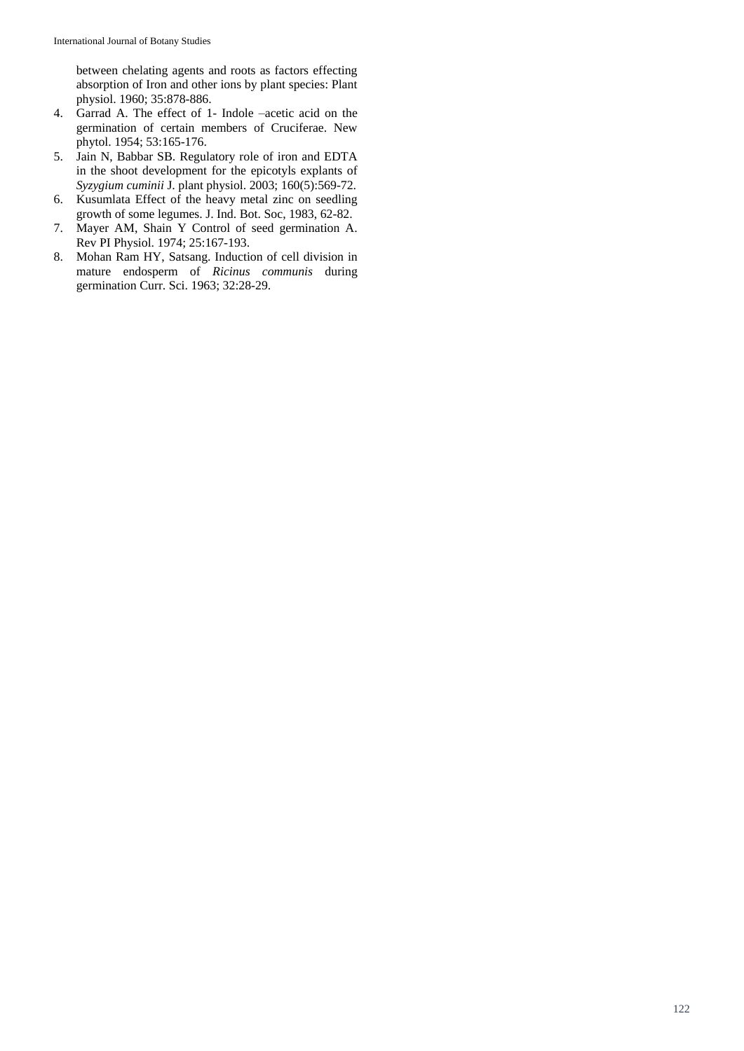between chelating agents and roots as factors effecting absorption of Iron and other ions by plant species: Plant physiol. 1960; 35:878-886.

4. Garrad A. The effect of 1- Indole –acetic acid on the germination of certain members of Cruciferae. New phytol. 1954; 53:165-176.
5. Jain N, Babbar SB. Regulatory role of iron and EDTA in the shoot development for the epicotyls explants of *Syzygium cuminii* J. plant physiol. 2003; 160(5):569-72.
6. Kusumlata Effect of the heavy metal zinc on seedling growth of some legumes. J. Ind. Bot. Soc, 1983, 62-82.
7. Mayer AM, Shain Y Control of seed germination A. Rev PI Physiol. 1974; 25:167-193.
8. Mohan Ram HY, Satsang. Induction of cell division in mature endosperm of *Ricinus communis* during germination Curr. Sci. 1963; 32:28-29.